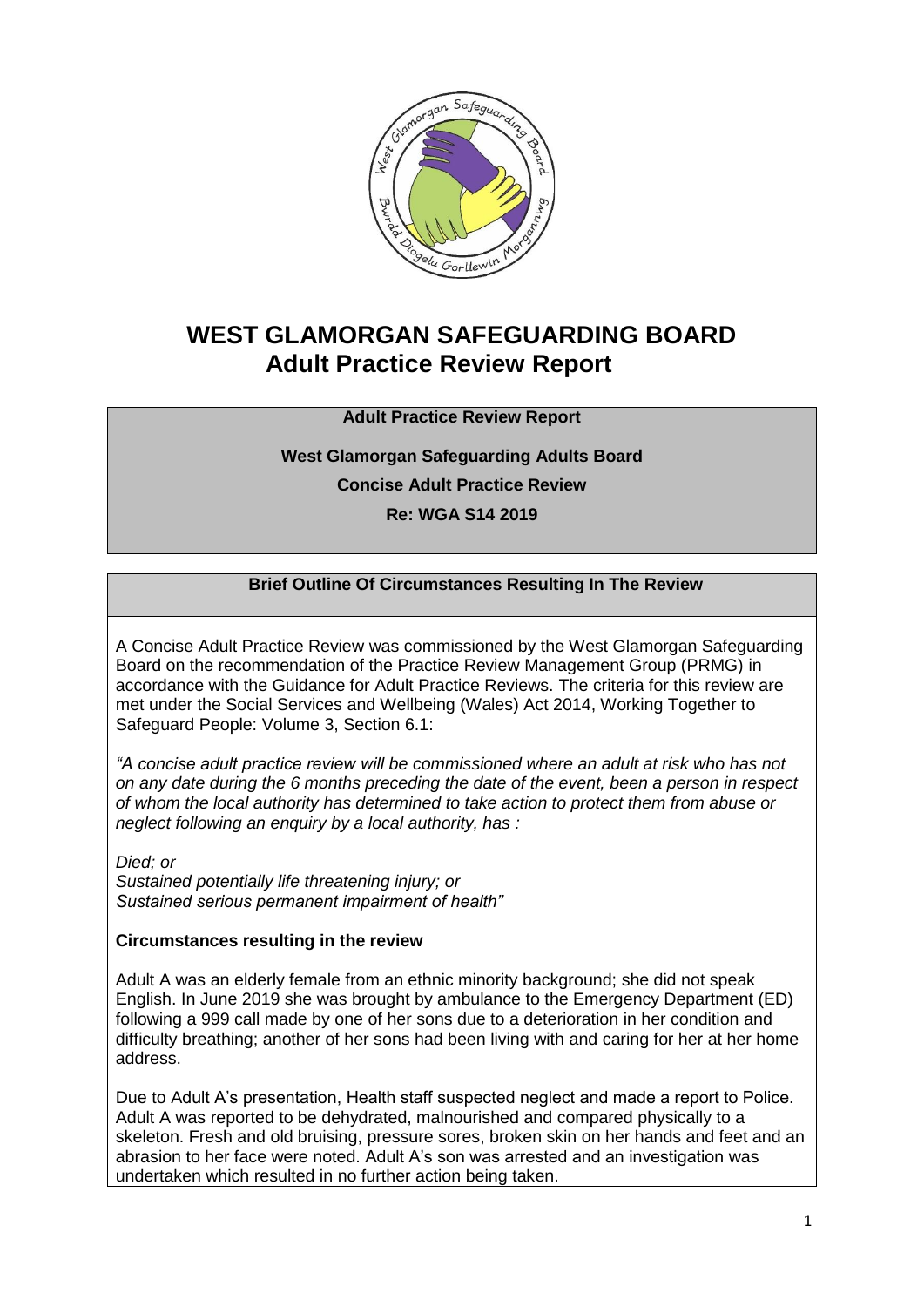# WEST GLAMORGAN SAFEGUARDING BOARD
# Adult Practice Review Report

**Adult Practice Review Report**

**West Glamorgan Safeguarding Adults Board**

**Concise Adult Practice Review**

**Re: WGA S14 2019**

## Brief Outline Of Circumstances Resulting In The Review

A Concise Adult Practice Review was commissioned by the West Glamorgan Safeguarding Board on the recommendation of the Practice Review Management Group (PRMG) in accordance with the Guidance for Adult Practice Reviews. The criteria for this review are met under the Social Services and Wellbeing (Wales) Act 2014, Working Together to Safeguard People: Volume 3, Section 6.1:

*"A concise adult practice review will be commissioned where an adult at risk who has not on any date during the 6 months preceding the date of the event, been a person in respect of whom the local authority has determined to take action to protect them from abuse or neglect following an enquiry by a local authority, has :*

*Died; or*
*Sustained potentially life threatening injury; or*
*Sustained serious permanent impairment of health"*

**Circumstances resulting in the review**

Adult A was an elderly female from an ethnic minority background; she did not speak English. In June 2019 she was brought by ambulance to the Emergency Department (ED) following a 999 call made by one of her sons due to a deterioration in her condition and difficulty breathing; another of her sons had been living with and caring for her at her home address.

Due to Adult A's presentation, Health staff suspected neglect and made a report to Police. Adult A was reported to be dehydrated, malnourished and compared physically to a skeleton. Fresh and old bruising, pressure sores, broken skin on her hands and feet and an abrasion to her face were noted. Adult A's son was arrested and an investigation was undertaken which resulted in no further action being taken.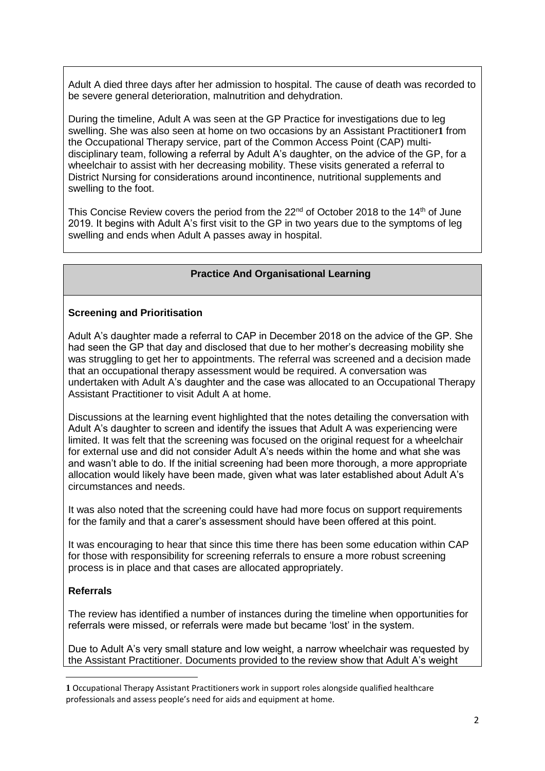Adult A died three days after her admission to hospital. The cause of death was recorded to be severe general deterioration, malnutrition and dehydration.

During the timeline, Adult A was seen at the GP Practice for investigations due to leg swelling. She was also seen at home on two occasions by an Assistant Practitioner[1] from the Occupational Therapy service, part of the Common Access Point (CAP) multi-disciplinary team, following a referral by Adult A's daughter, on the advice of the GP, for a wheelchair to assist with her decreasing mobility. These visits generated a referral to District Nursing for considerations around incontinence, nutritional supplements and swelling to the foot.

This Concise Review covers the period from the 22nd of October 2018 to the 14th of June 2019. It begins with Adult A's first visit to the GP in two years due to the symptoms of leg swelling and ends when Adult A passes away in hospital.

## Practice And Organisational Learning

### Screening and Prioritisation

Adult A's daughter made a referral to CAP in December 2018 on the advice of the GP. She had seen the GP that day and disclosed that due to her mother's decreasing mobility she was struggling to get her to appointments. The referral was screened and a decision made that an occupational therapy assessment would be required. A conversation was undertaken with Adult A's daughter and the case was allocated to an Occupational Therapy Assistant Practitioner to visit Adult A at home.

Discussions at the learning event highlighted that the notes detailing the conversation with Adult A's daughter to screen and identify the issues that Adult A was experiencing were limited. It was felt that the screening was focused on the original request for a wheelchair for external use and did not consider Adult A's needs within the home and what she was and wasn't able to do. If the initial screening had been more thorough, a more appropriate allocation would likely have been made, given what was later established about Adult A's circumstances and needs.

It was also noted that the screening could have had more focus on support requirements for the family and that a carer's assessment should have been offered at this point.

It was encouraging to hear that since this time there has been some education within CAP for those with responsibility for screening referrals to ensure a more robust screening process is in place and that cases are allocated appropriately.

### Referrals

The review has identified a number of instances during the timeline when opportunities for referrals were missed, or referrals were made but became 'lost' in the system.

Due to Adult A's very small stature and low weight, a narrow wheelchair was requested by the Assistant Practitioner. Documents provided to the review show that Adult A's weight

[1] Occupational Therapy Assistant Practitioners work in support roles alongside qualified healthcare professionals and assess people's need for aids and equipment at home.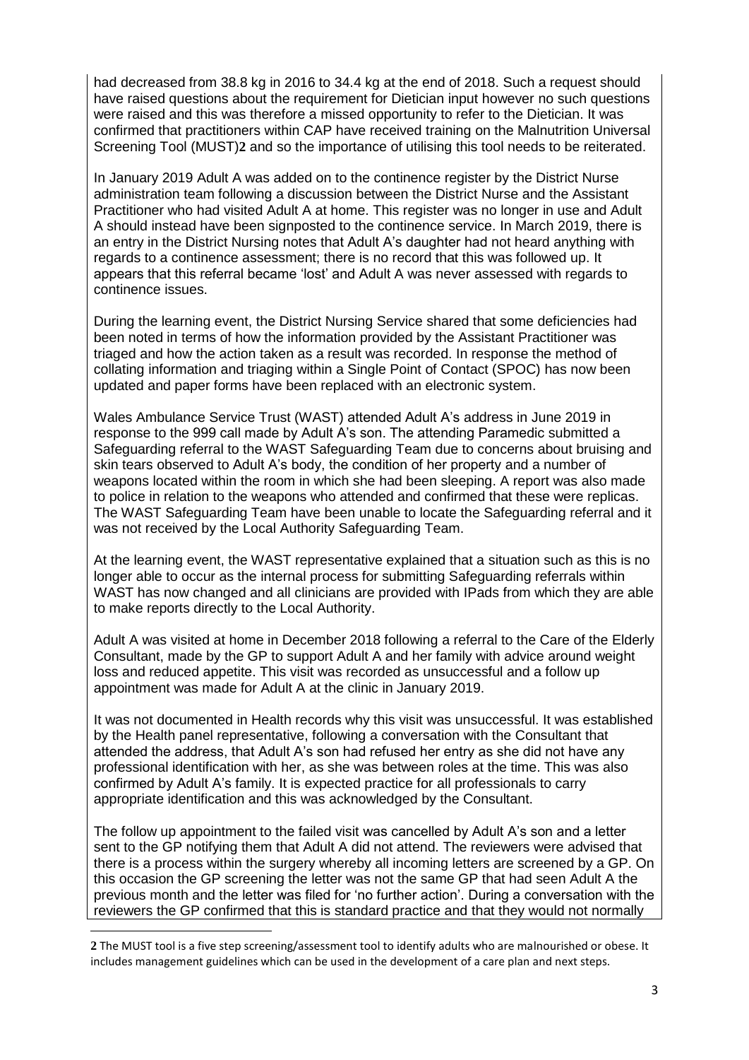had decreased from 38.8 kg in 2016 to 34.4 kg at the end of 2018. Such a request should have raised questions about the requirement for Dietician input however no such questions were raised and this was therefore a missed opportunity to refer to the Dietician. It was confirmed that practitioners within CAP have received training on the Malnutrition Universal Screening Tool (MUST)[2] and so the importance of utilising this tool needs to be reiterated.

In January 2019 Adult A was added on to the continence register by the District Nurse administration team following a discussion between the District Nurse and the Assistant Practitioner who had visited Adult A at home. This register was no longer in use and Adult A should instead have been signposted to the continence service. In March 2019, there is an entry in the District Nursing notes that Adult A's daughter had not heard anything with regards to a continence assessment; there is no record that this was followed up. It appears that this referral became 'lost' and Adult A was never assessed with regards to continence issues.

During the learning event, the District Nursing Service shared that some deficiencies had been noted in terms of how the information provided by the Assistant Practitioner was triaged and how the action taken as a result was recorded. In response the method of collating information and triaging within a Single Point of Contact (SPOC) has now been updated and paper forms have been replaced with an electronic system.

Wales Ambulance Service Trust (WAST) attended Adult A's address in June 2019 in response to the 999 call made by Adult A's son. The attending Paramedic submitted a Safeguarding referral to the WAST Safeguarding Team due to concerns about bruising and skin tears observed to Adult A's body, the condition of her property and a number of weapons located within the room in which she had been sleeping. A report was also made to police in relation to the weapons who attended and confirmed that these were replicas. The WAST Safeguarding Team have been unable to locate the Safeguarding referral and it was not received by the Local Authority Safeguarding Team.

At the learning event, the WAST representative explained that a situation such as this is no longer able to occur as the internal process for submitting Safeguarding referrals within WAST has now changed and all clinicians are provided with IPads from which they are able to make reports directly to the Local Authority.

Adult A was visited at home in December 2018 following a referral to the Care of the Elderly Consultant, made by the GP to support Adult A and her family with advice around weight loss and reduced appetite. This visit was recorded as unsuccessful and a follow up appointment was made for Adult A at the clinic in January 2019.

It was not documented in Health records why this visit was unsuccessful. It was established by the Health panel representative, following a conversation with the Consultant that attended the address, that Adult A's son had refused her entry as she did not have any professional identification with her, as she was between roles at the time. This was also confirmed by Adult A's family. It is expected practice for all professionals to carry appropriate identification and this was acknowledged by the Consultant.

The follow up appointment to the failed visit was cancelled by Adult A's son and a letter sent to the GP notifying them that Adult A did not attend. The reviewers were advised that there is a process within the surgery whereby all incoming letters are screened by a GP. On this occasion the GP screening the letter was not the same GP that had seen Adult A the previous month and the letter was filed for 'no further action'. During a conversation with the reviewers the GP confirmed that this is standard practice and that they would not normally

---

[2] The MUST tool is a five step screening/assessment tool to identify adults who are malnourished or obese. It includes management guidelines which can be used in the development of a care plan and next steps.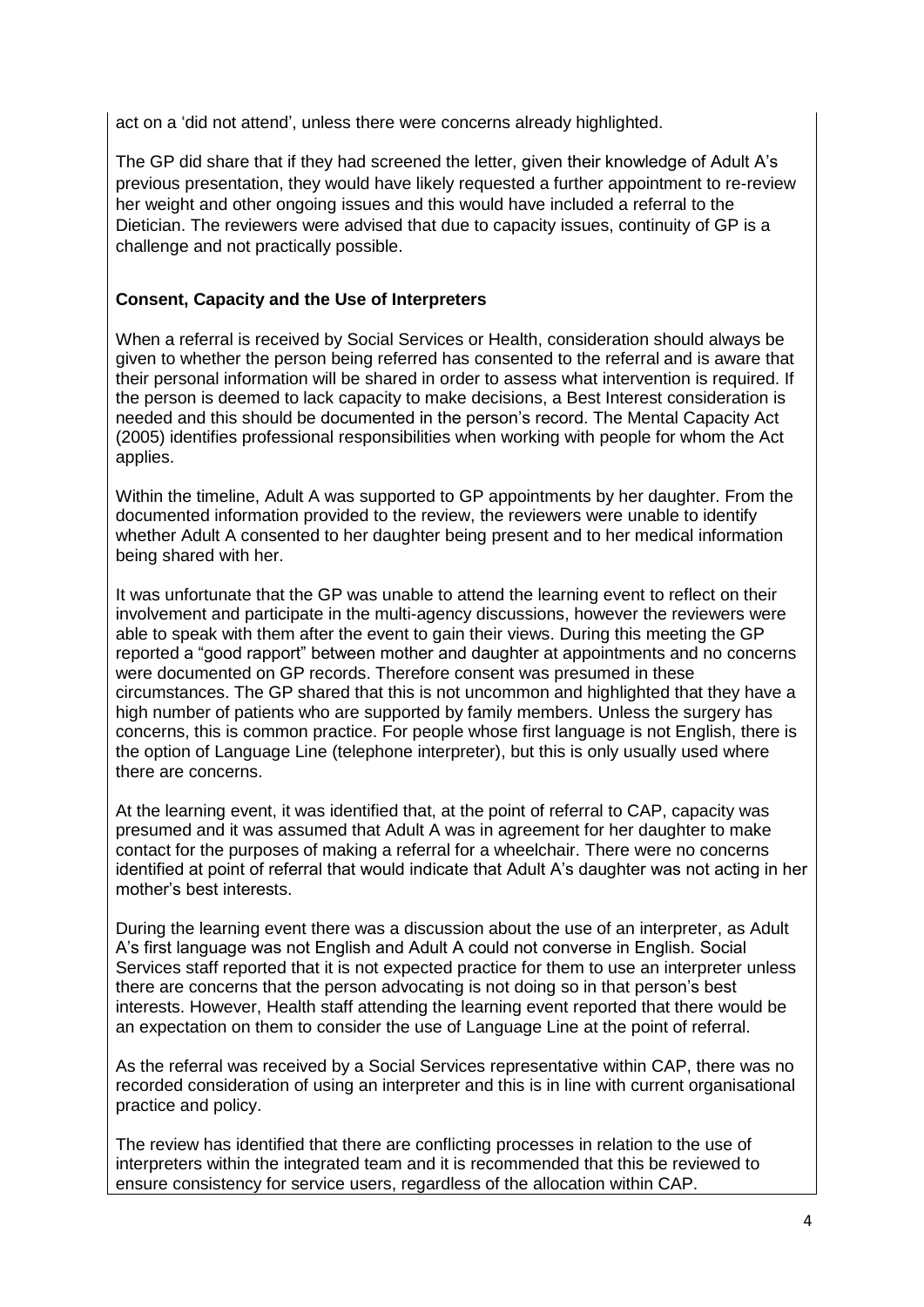act on a 'did not attend', unless there were concerns already highlighted.

The GP did share that if they had screened the letter, given their knowledge of Adult A's previous presentation, they would have likely requested a further appointment to re-review her weight and other ongoing issues and this would have included a referral to the Dietician. The reviewers were advised that due to capacity issues, continuity of GP is a challenge and not practically possible.

**Consent, Capacity and the Use of Interpreters**

When a referral is received by Social Services or Health, consideration should always be given to whether the person being referred has consented to the referral and is aware that their personal information will be shared in order to assess what intervention is required. If the person is deemed to lack capacity to make decisions, a Best Interest consideration is needed and this should be documented in the person's record. The Mental Capacity Act (2005) identifies professional responsibilities when working with people for whom the Act applies.

Within the timeline, Adult A was supported to GP appointments by her daughter. From the documented information provided to the review, the reviewers were unable to identify whether Adult A consented to her daughter being present and to her medical information being shared with her.

It was unfortunate that the GP was unable to attend the learning event to reflect on their involvement and participate in the multi-agency discussions, however the reviewers were able to speak with them after the event to gain their views. During this meeting the GP reported a "good rapport" between mother and daughter at appointments and no concerns were documented on GP records. Therefore consent was presumed in these circumstances. The GP shared that this is not uncommon and highlighted that they have a high number of patients who are supported by family members. Unless the surgery has concerns, this is common practice. For people whose first language is not English, there is the option of Language Line (telephone interpreter), but this is only usually used where there are concerns.

At the learning event, it was identified that, at the point of referral to CAP, capacity was presumed and it was assumed that Adult A was in agreement for her daughter to make contact for the purposes of making a referral for a wheelchair. There were no concerns identified at point of referral that would indicate that Adult A's daughter was not acting in her mother's best interests.

During the learning event there was a discussion about the use of an interpreter, as Adult A's first language was not English and Adult A could not converse in English. Social Services staff reported that it is not expected practice for them to use an interpreter unless there are concerns that the person advocating is not doing so in that person's best interests. However, Health staff attending the learning event reported that there would be an expectation on them to consider the use of Language Line at the point of referral.

As the referral was received by a Social Services representative within CAP, there was no recorded consideration of using an interpreter and this is in line with current organisational practice and policy.

The review has identified that there are conflicting processes in relation to the use of interpreters within the integrated team and it is recommended that this be reviewed to ensure consistency for service users, regardless of the allocation within CAP.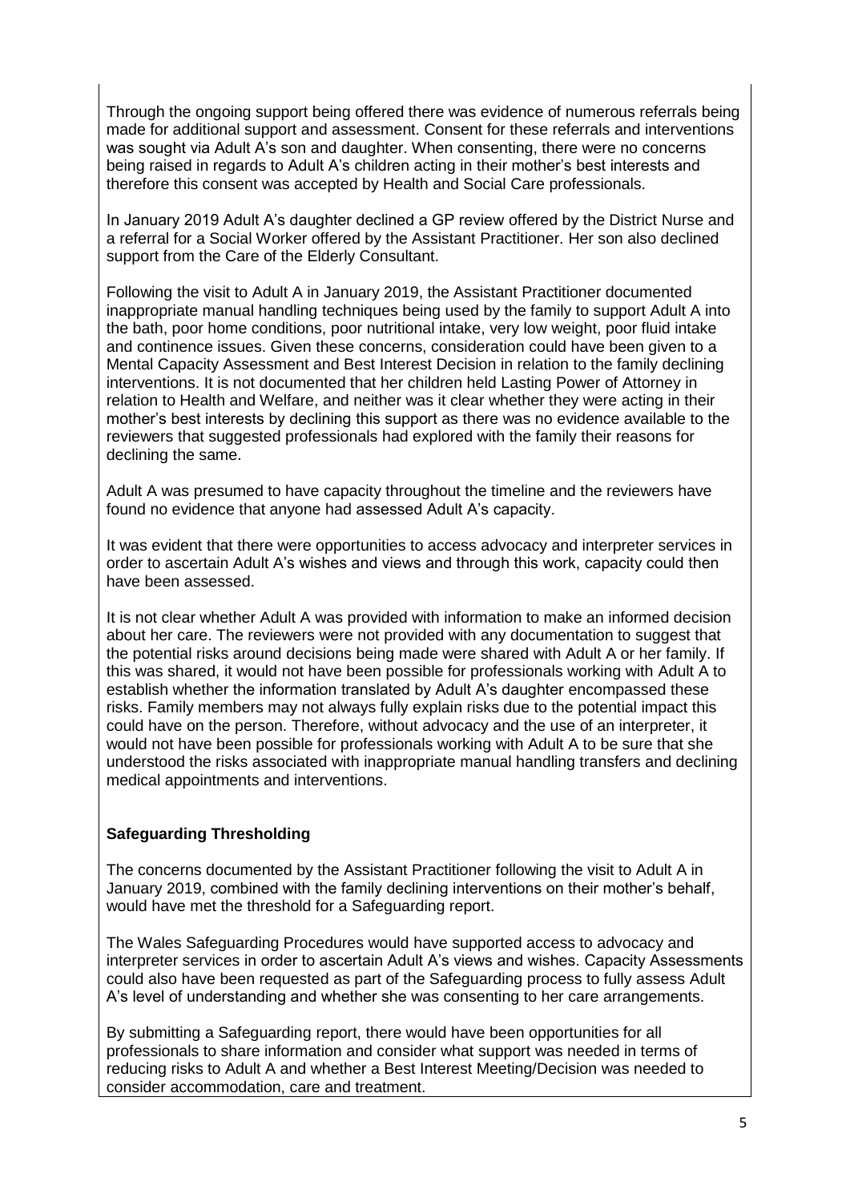Through the ongoing support being offered there was evidence of numerous referrals being made for additional support and assessment. Consent for these referrals and interventions was sought via Adult A's son and daughter. When consenting, there were no concerns being raised in regards to Adult A's children acting in their mother's best interests and therefore this consent was accepted by Health and Social Care professionals.

In January 2019 Adult A's daughter declined a GP review offered by the District Nurse and a referral for a Social Worker offered by the Assistant Practitioner. Her son also declined support from the Care of the Elderly Consultant.

Following the visit to Adult A in January 2019, the Assistant Practitioner documented inappropriate manual handling techniques being used by the family to support Adult A into the bath, poor home conditions, poor nutritional intake, very low weight, poor fluid intake and continence issues. Given these concerns, consideration could have been given to a Mental Capacity Assessment and Best Interest Decision in relation to the family declining interventions. It is not documented that her children held Lasting Power of Attorney in relation to Health and Welfare, and neither was it clear whether they were acting in their mother's best interests by declining this support as there was no evidence available to the reviewers that suggested professionals had explored with the family their reasons for declining the same.

Adult A was presumed to have capacity throughout the timeline and the reviewers have found no evidence that anyone had assessed Adult A's capacity.

It was evident that there were opportunities to access advocacy and interpreter services in order to ascertain Adult A's wishes and views and through this work, capacity could then have been assessed.

It is not clear whether Adult A was provided with information to make an informed decision about her care. The reviewers were not provided with any documentation to suggest that the potential risks around decisions being made were shared with Adult A or her family. If this was shared, it would not have been possible for professionals working with Adult A to establish whether the information translated by Adult A's daughter encompassed these risks. Family members may not always fully explain risks due to the potential impact this could have on the person. Therefore, without advocacy and the use of an interpreter, it would not have been possible for professionals working with Adult A to be sure that she understood the risks associated with inappropriate manual handling transfers and declining medical appointments and interventions.

**Safeguarding Thresholding**

The concerns documented by the Assistant Practitioner following the visit to Adult A in January 2019, combined with the family declining interventions on their mother's behalf, would have met the threshold for a Safeguarding report.

The Wales Safeguarding Procedures would have supported access to advocacy and interpreter services in order to ascertain Adult A's views and wishes. Capacity Assessments could also have been requested as part of the Safeguarding process to fully assess Adult A's level of understanding and whether she was consenting to her care arrangements.

By submitting a Safeguarding report, there would have been opportunities for all professionals to share information and consider what support was needed in terms of reducing risks to Adult A and whether a Best Interest Meeting/Decision was needed to consider accommodation, care and treatment.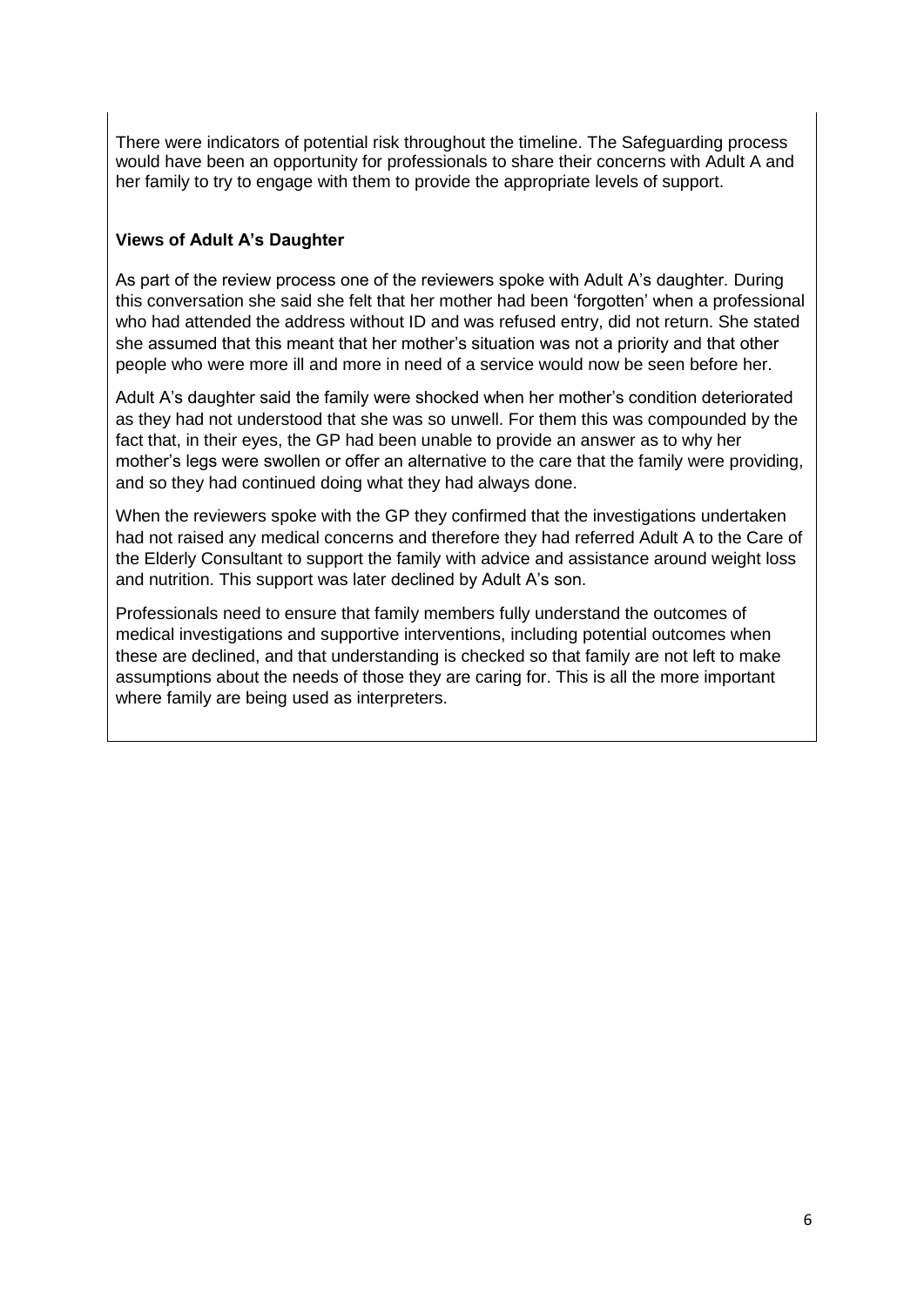There were indicators of potential risk throughout the timeline. The Safeguarding process would have been an opportunity for professionals to share their concerns with Adult A and her family to try to engage with them to provide the appropriate levels of support.

**Views of Adult A's Daughter**

As part of the review process one of the reviewers spoke with Adult A's daughter. During this conversation she said she felt that her mother had been 'forgotten' when a professional who had attended the address without ID and was refused entry, did not return. She stated she assumed that this meant that her mother's situation was not a priority and that other people who were more ill and more in need of a service would now be seen before her.

Adult A's daughter said the family were shocked when her mother's condition deteriorated as they had not understood that she was so unwell. For them this was compounded by the fact that, in their eyes, the GP had been unable to provide an answer as to why her mother's legs were swollen or offer an alternative to the care that the family were providing, and so they had continued doing what they had always done.

When the reviewers spoke with the GP they confirmed that the investigations undertaken had not raised any medical concerns and therefore they had referred Adult A to the Care of the Elderly Consultant to support the family with advice and assistance around weight loss and nutrition. This support was later declined by Adult A's son.

Professionals need to ensure that family members fully understand the outcomes of medical investigations and supportive interventions, including potential outcomes when these are declined, and that understanding is checked so that family are not left to make assumptions about the needs of those they are caring for. This is all the more important where family are being used as interpreters.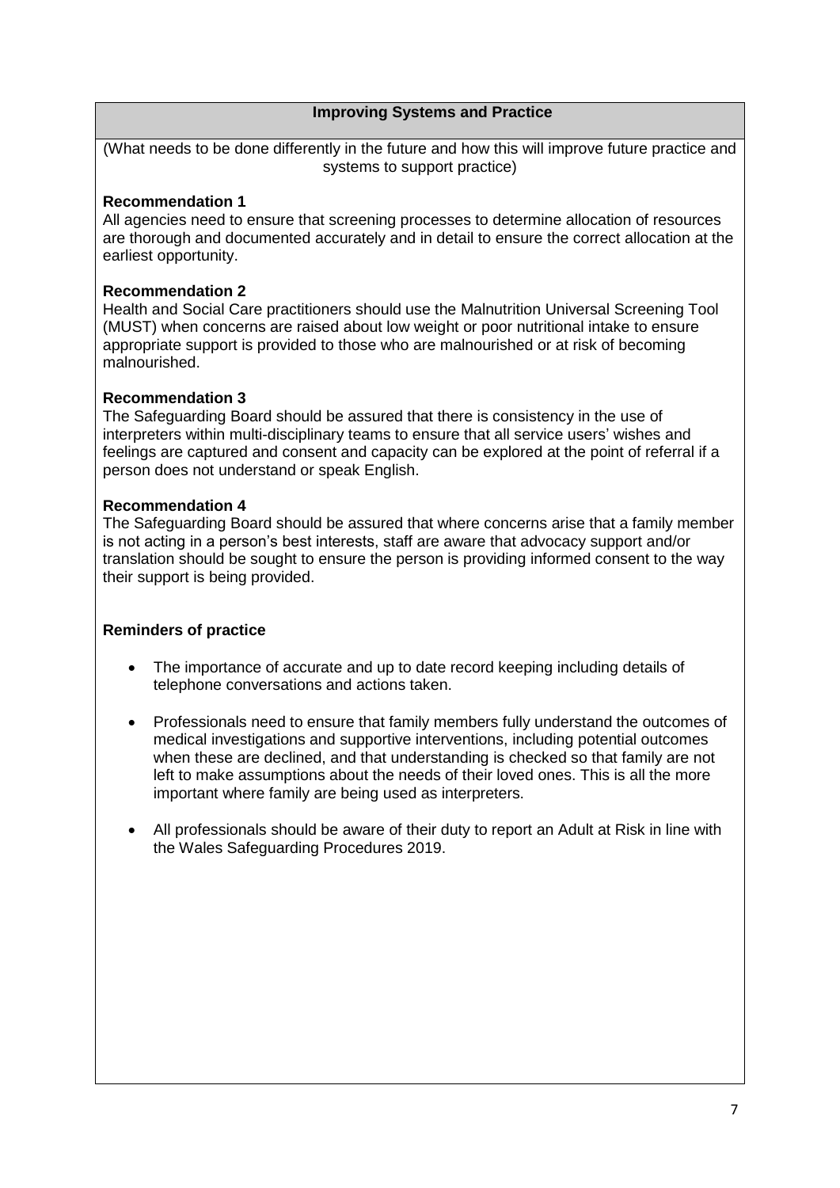## Improving Systems and Practice

(What needs to be done differently in the future and how this will improve future practice and systems to support practice)

**Recommendation 1**
All agencies need to ensure that screening processes to determine allocation of resources are thorough and documented accurately and in detail to ensure the correct allocation at the earliest opportunity.

**Recommendation 2**
Health and Social Care practitioners should use the Malnutrition Universal Screening Tool (MUST) when concerns are raised about low weight or poor nutritional intake to ensure appropriate support is provided to those who are malnourished or at risk of becoming malnourished.

**Recommendation 3**
The Safeguarding Board should be assured that there is consistency in the use of interpreters within multi-disciplinary teams to ensure that all service users' wishes and feelings are captured and consent and capacity can be explored at the point of referral if a person does not understand or speak English.

**Recommendation 4**
The Safeguarding Board should be assured that where concerns arise that a family member is not acting in a person's best interests, staff are aware that advocacy support and/or translation should be sought to ensure the person is providing informed consent to the way their support is being provided.

**Reminders of practice**

- The importance of accurate and up to date record keeping including details of telephone conversations and actions taken.
- Professionals need to ensure that family members fully understand the outcomes of medical investigations and supportive interventions, including potential outcomes when these are declined, and that understanding is checked so that family are not left to make assumptions about the needs of their loved ones. This is all the more important where family are being used as interpreters.
- All professionals should be aware of their duty to report an Adult at Risk in line with the Wales Safeguarding Procedures 2019.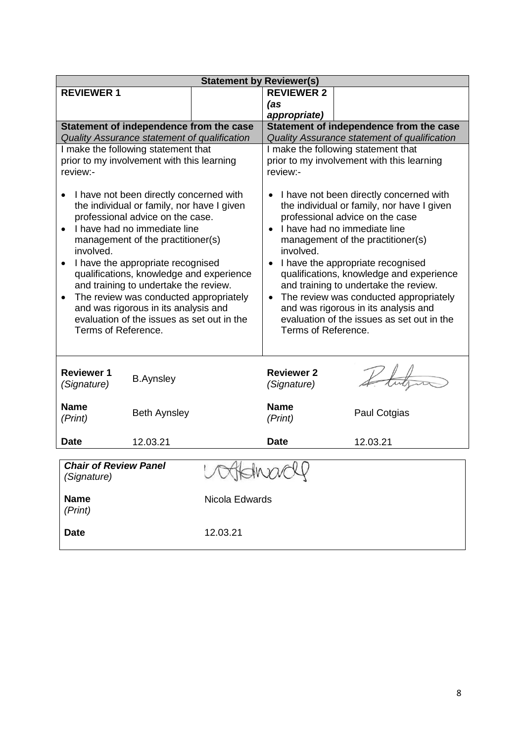| Statement by Reviewer(s) | | | |
|---|---|---|---|
| **REVIEWER 1** | | **REVIEWER 2** *(as appropriate)* | |
| **Statement of independence from the case** *Quality Assurance statement of qualification* | | **Statement of independence from the case** *Quality Assurance statement of qualification* | |
| I make the following statement that prior to my involvement with this learning review:-<br><br>• I have not been directly concerned with the individual or family, nor have I given professional advice on the case.<br>• I have had no immediate line management of the practitioner(s) involved.<br>• I have the appropriate recognised qualifications, knowledge and experience and training to undertake the review.<br>• The review was conducted appropriately and was rigorous in its analysis and evaluation of the issues as set out in the Terms of Reference. | | I make the following statement that prior to my involvement with this learning review:-<br><br>• I have not been directly concerned with the individual or family, nor have I given professional advice on the case<br>• I have had no immediate line management of the practitioner(s) involved.<br>• I have the appropriate recognised qualifications, knowledge and experience and training to undertake the review.<br>• The review was conducted appropriately and was rigorous in its analysis and evaluation of the issues as set out in the Terms of Reference. | |
| **Reviewer 1** *(Signature)* | B.Aynsley | **Reviewer 2** *(Signature)* | [signature] |
| **Name** *(Print)* | Beth Aynsley | **Name** *(Print)* | Paul Cotgias |
| **Date** | 12.03.21 | **Date** | 12.03.21 |

| | |
|---|---|
| ***Chair of Review Panel*** *(Signature)* | [signature] |
| **Name** *(Print)* | Nicola Edwards |
| **Date** | 12.03.21 |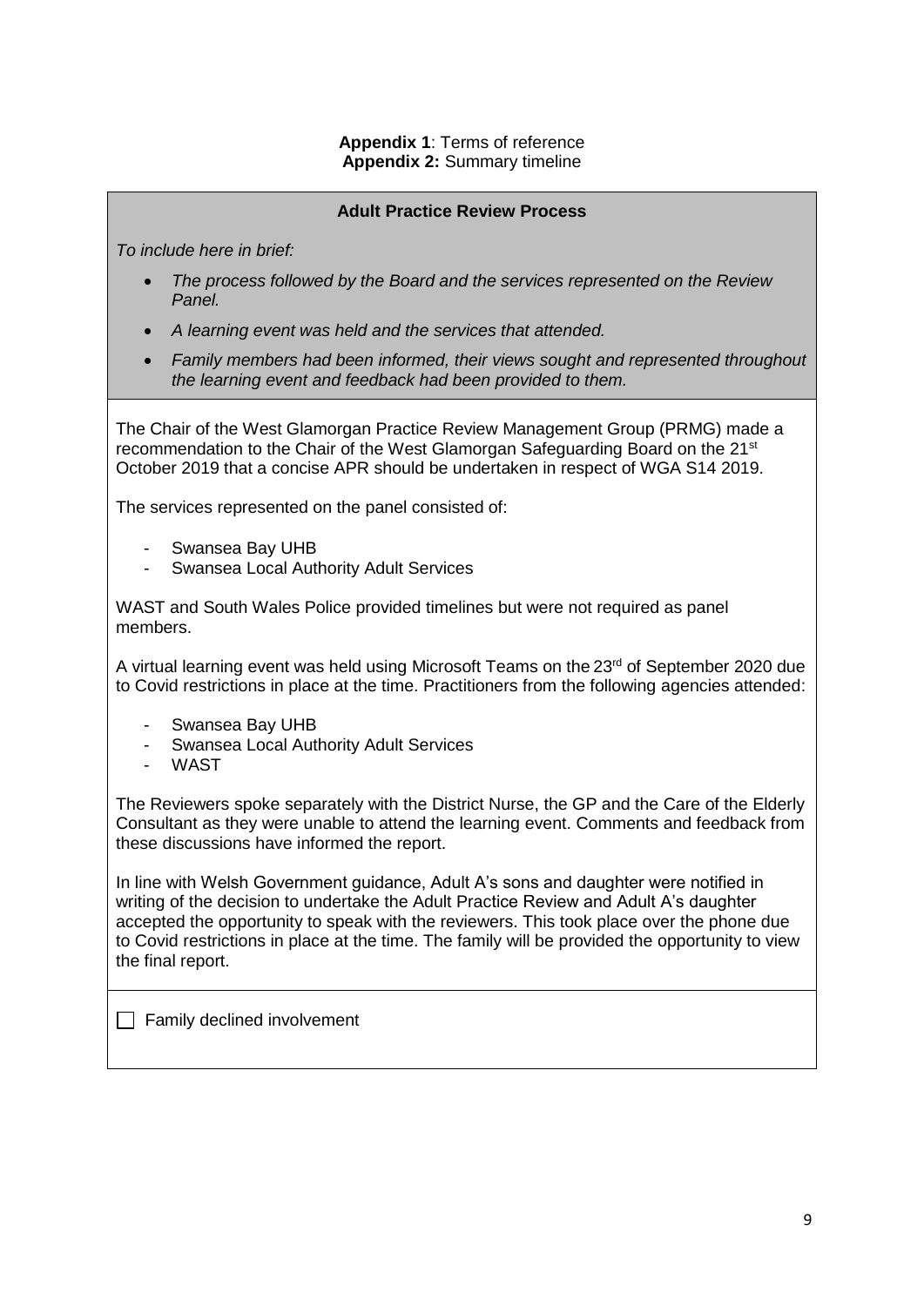**Appendix 1**: Terms of reference
**Appendix 2:** Summary timeline

**Adult Practice Review Process**

*To include here in brief:*

- *The process followed by the Board and the services represented on the Review Panel.*
- *A learning event was held and the services that attended.*
- *Family members had been informed, their views sought and represented throughout the learning event and feedback had been provided to them.*

The Chair of the West Glamorgan Practice Review Management Group (PRMG) made a recommendation to the Chair of the West Glamorgan Safeguarding Board on the 21st October 2019 that a concise APR should be undertaken in respect of WGA S14 2019.

The services represented on the panel consisted of:

- Swansea Bay UHB
- Swansea Local Authority Adult Services

WAST and South Wales Police provided timelines but were not required as panel members.

A virtual learning event was held using Microsoft Teams on the 23rd of September 2020 due to Covid restrictions in place at the time. Practitioners from the following agencies attended:

- Swansea Bay UHB
- Swansea Local Authority Adult Services
- WAST

The Reviewers spoke separately with the District Nurse, the GP and the Care of the Elderly Consultant as they were unable to attend the learning event. Comments and feedback from these discussions have informed the report.

In line with Welsh Government guidance, Adult A's sons and daughter were notified in writing of the decision to undertake the Adult Practice Review and Adult A's daughter accepted the opportunity to speak with the reviewers. This took place over the phone due to Covid restrictions in place at the time. The family will be provided the opportunity to view the final report.

☐ Family declined involvement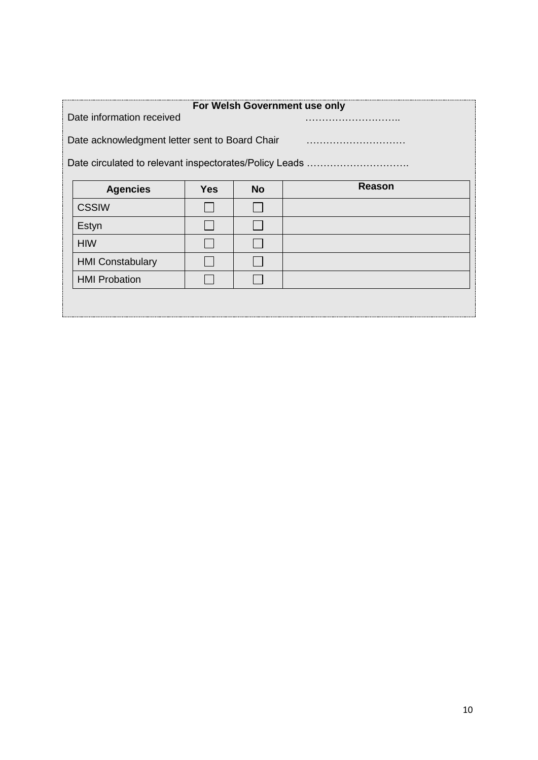**For Welsh Government use only**

Date information received ………………………..

Date acknowledgment letter sent to Board Chair …………………………

Date circulated to relevant inspectorates/Policy Leads ………………………….

| Agencies | Yes | No | Reason |
|---|---|---|---|
| CSSIW | ☐ | ☐ | |
| Estyn | ☐ | ☐ | |
| HIW | ☐ | ☐ | |
| HMI Constabulary | ☐ | ☐ | |
| HMI Probation | ☐ | ☐ | |